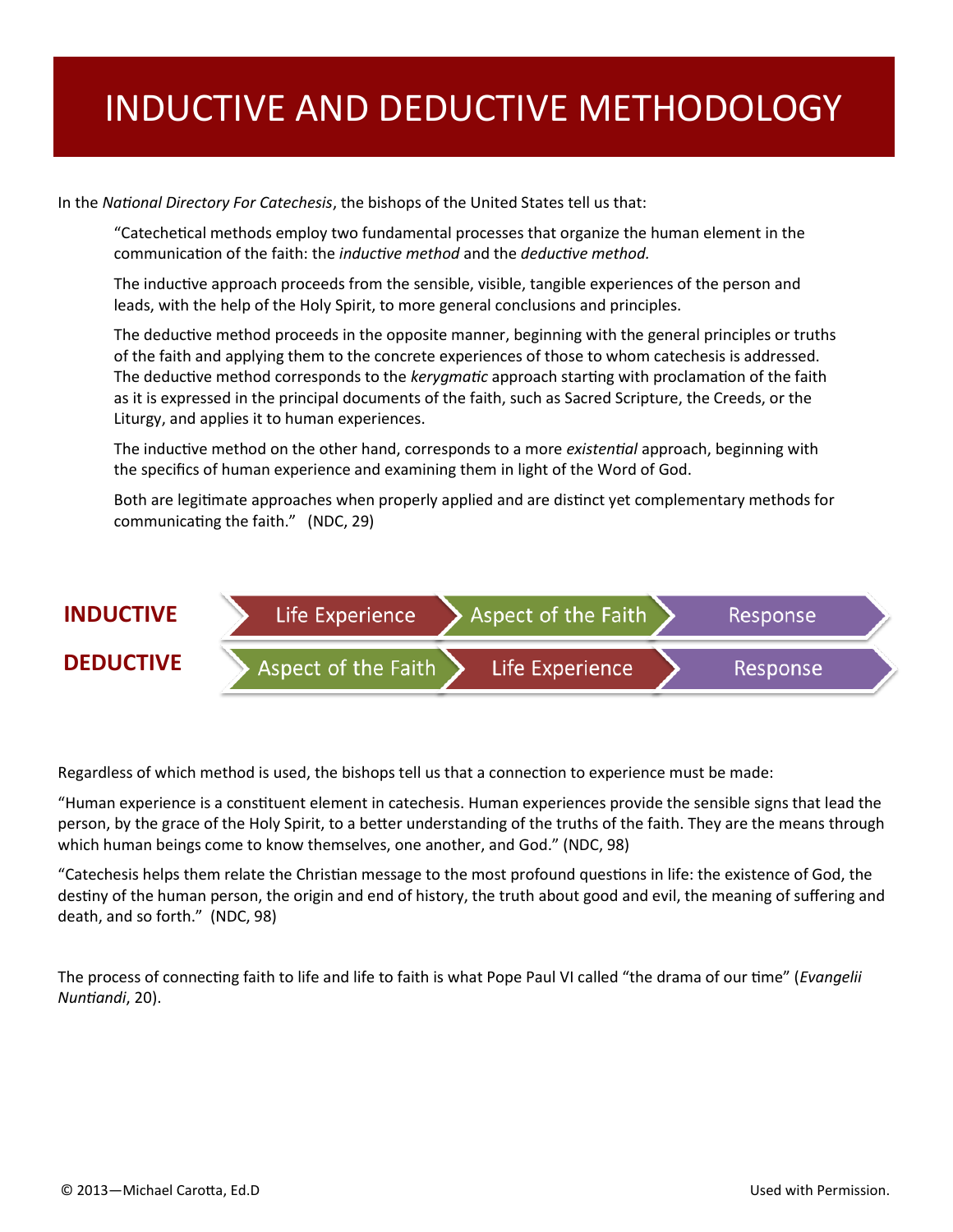# INDUCTIVE AND DEDUCTIVE METHODOLOGY

In the *National Directory For Catechesis*, the bishops of the United States tell us that:

> "Catechetical methods employ two fundamental processes that organize the human element in the communication of the faith: the *inductive method* and the *deductive method.*
>
> The inductive approach proceeds from the sensible, visible, tangible experiences of the person and leads, with the help of the Holy Spirit, to more general conclusions and principles.
>
> The deductive method proceeds in the opposite manner, beginning with the general principles or truths of the faith and applying them to the concrete experiences of those to whom catechesis is addressed. The deductive method corresponds to the *kerygmatic* approach starting with proclamation of the faith as it is expressed in the principal documents of the faith, such as Sacred Scripture, the Creeds, or the Liturgy, and applies it to human experiences.
>
> The inductive method on the other hand, corresponds to a more *existential* approach, beginning with the specifics of human experience and examining them in light of the Word of God.
>
> Both are legitimate approaches when properly applied and are distinct yet complementary methods for communicating the faith." (NDC, 29)

| | | | |
|---|---|---|---|
| **INDUCTIVE** | Life Experience | Aspect of the Faith | Response |
| **DEDUCTIVE** | Aspect of the Faith | Life Experience | Response |

Regardless of which method is used, the bishops tell us that a connection to experience must be made:

"Human experience is a constituent element in catechesis. Human experiences provide the sensible signs that lead the person, by the grace of the Holy Spirit, to a better understanding of the truths of the faith. They are the means through which human beings come to know themselves, one another, and God." (NDC, 98)

"Catechesis helps them relate the Christian message to the most profound questions in life: the existence of God, the destiny of the human person, the origin and end of history, the truth about good and evil, the meaning of suffering and death, and so forth." (NDC, 98)

The process of connecting faith to life and life to faith is what Pope Paul VI called "the drama of our time" (*Evangelii Nuntiandi*, 20).

© 2013—Michael Carotta, Ed.D Used with Permission.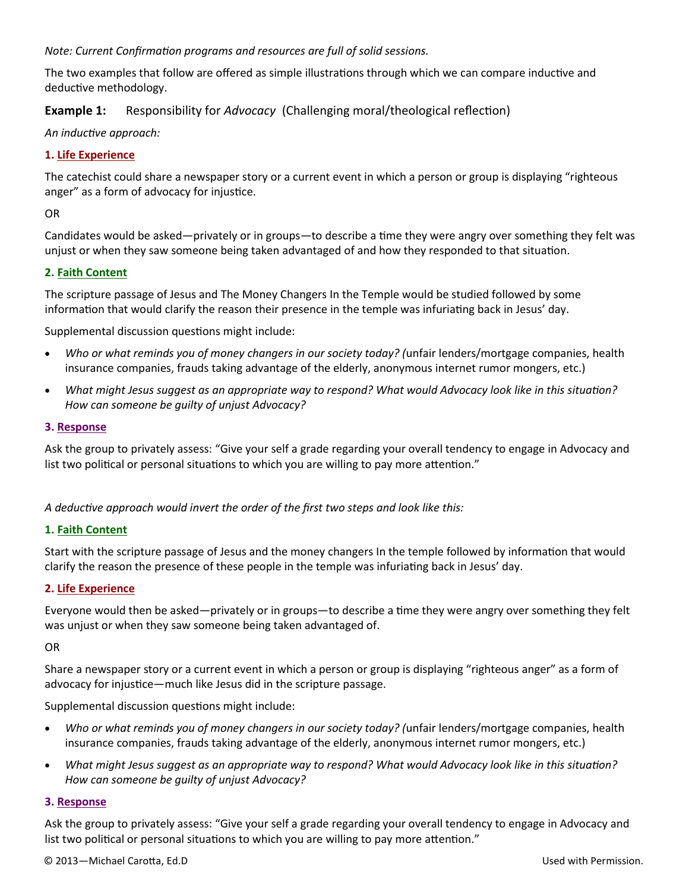*Note: Current Confirmation programs and resources are full of solid sessions.*

The two examples that follow are offered as simple illustrations through which we can compare inductive and deductive methodology.

**Example 1:** Responsibility for *Advocacy* (Challenging moral/theological reflection)

*An inductive approach:*

**1. Life Experience**

The catechist could share a newspaper story or a current event in which a person or group is displaying "righteous anger" as a form of advocacy for injustice.

OR

Candidates would be asked—privately or in groups—to describe a time they were angry over something they felt was unjust or when they saw someone being taken advantaged of and how they responded to that situation.

**2. Faith Content**

The scripture passage of Jesus and The Money Changers In the Temple would be studied followed by some information that would clarify the reason their presence in the temple was infuriating back in Jesus' day.

Supplemental discussion questions might include:

- *Who or what reminds you of money changers in our society today? (*unfair lenders/mortgage companies, health insurance companies, frauds taking advantage of the elderly, anonymous internet rumor mongers, etc.)
- *What might Jesus suggest as an appropriate way to respond? What would Advocacy look like in this situation? How can someone be guilty of unjust Advocacy?*

**3. Response**

Ask the group to privately assess: "Give your self a grade regarding your overall tendency to engage in Advocacy and list two political or personal situations to which you are willing to pay more attention."

*A deductive approach would invert the order of the first two steps and look like this:*

**1. Faith Content**

Start with the scripture passage of Jesus and the money changers In the temple followed by information that would clarify the reason the presence of these people in the temple was infuriating back in Jesus' day.

**2. Life Experience**

Everyone would then be asked—privately or in groups—to describe a time they were angry over something they felt was unjust or when they saw someone being taken advantaged of.

OR

Share a newspaper story or a current event in which a person or group is displaying "righteous anger" as a form of advocacy for injustice—much like Jesus did in the scripture passage.

Supplemental discussion questions might include:

- *Who or what reminds you of money changers in our society today? (*unfair lenders/mortgage companies, health insurance companies, frauds taking advantage of the elderly, anonymous internet rumor mongers, etc.)
- *What might Jesus suggest as an appropriate way to respond? What would Advocacy look like in this situation? How can someone be guilty of unjust Advocacy?*

**3. Response**

Ask the group to privately assess: "Give your self a grade regarding your overall tendency to engage in Advocacy and list two political or personal situations to which you are willing to pay more attention."

© 2013—Michael Carotta, Ed.D Used with Permission.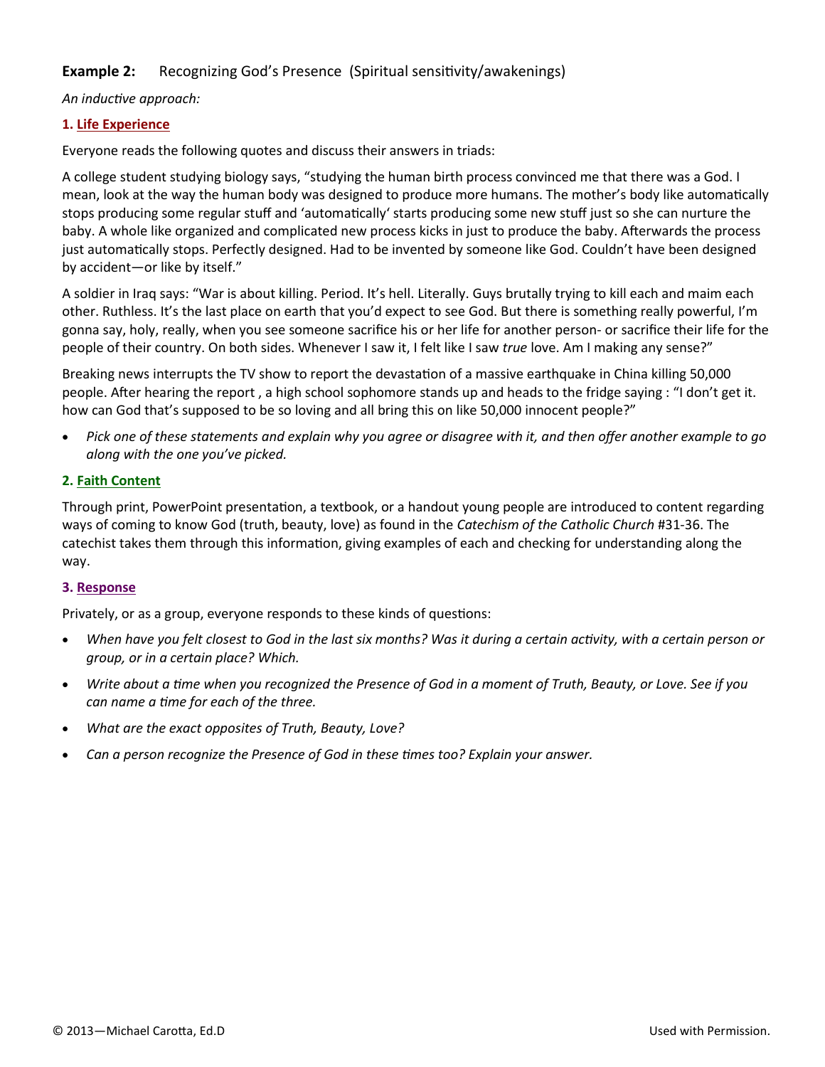**Example 2:** Recognizing God's Presence (Spiritual sensitivity/awakenings)

*An inductive approach:*

**1. Life Experience**

Everyone reads the following quotes and discuss their answers in triads:

A college student studying biology says, "studying the human birth process convinced me that there was a God. I mean, look at the way the human body was designed to produce more humans. The mother's body like automatically stops producing some regular stuff and 'automatically' starts producing some new stuff just so she can nurture the baby. A whole like organized and complicated new process kicks in just to produce the baby. Afterwards the process just automatically stops. Perfectly designed. Had to be invented by someone like God. Couldn't have been designed by accident—or like by itself."

A soldier in Iraq says: "War is about killing. Period. It's hell. Literally. Guys brutally trying to kill each and maim each other. Ruthless. It's the last place on earth that you'd expect to see God. But there is something really powerful, I'm gonna say, holy, really, when you see someone sacrifice his or her life for another person- or sacrifice their life for the people of their country. On both sides. Whenever I saw it, I felt like I saw *true* love. Am I making any sense?"

Breaking news interrupts the TV show to report the devastation of a massive earthquake in China killing 50,000 people. After hearing the report , a high school sophomore stands up and heads to the fridge saying : "I don't get it. how can God that's supposed to be so loving and all bring this on like 50,000 innocent people?"

- *Pick one of these statements and explain why you agree or disagree with it, and then offer another example to go along with the one you've picked.*

**2. Faith Content**

Through print, PowerPoint presentation, a textbook, or a handout young people are introduced to content regarding ways of coming to know God (truth, beauty, love) as found in the *Catechism of the Catholic Church* #31-36. The catechist takes them through this information, giving examples of each and checking for understanding along the way.

**3. Response**

Privately, or as a group, everyone responds to these kinds of questions:

- *When have you felt closest to God in the last six months? Was it during a certain activity, with a certain person or group, or in a certain place? Which.*
- *Write about a time when you recognized the Presence of God in a moment of Truth, Beauty, or Love. See if you can name a time for each of the three.*
- *What are the exact opposites of Truth, Beauty, Love?*
- *Can a person recognize the Presence of God in these times too? Explain your answer.*

© 2013—Michael Carotta, Ed.D Used with Permission.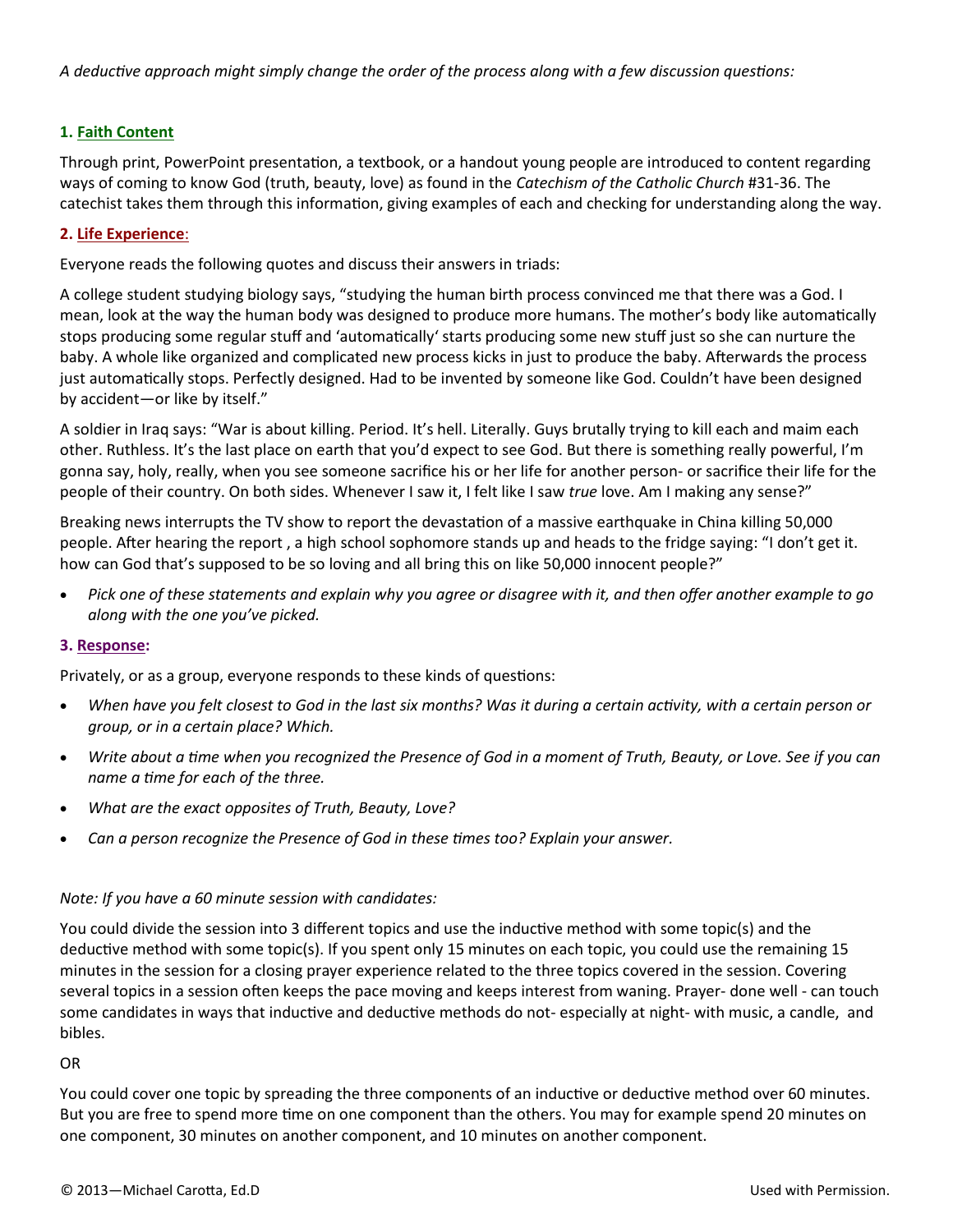*A deductive approach might simply change the order of the process along with a few discussion questions:*

**1. <u>Faith Content</u>**

Through print, PowerPoint presentation, a textbook, or a handout young people are introduced to content regarding ways of coming to know God (truth, beauty, love) as found in the *Catechism of the Catholic Church* #31-36. The catechist takes them through this information, giving examples of each and checking for understanding along the way.

**2. <u>Life Experience</u>:**

Everyone reads the following quotes and discuss their answers in triads:

A college student studying biology says, "studying the human birth process convinced me that there was a God. I mean, look at the way the human body was designed to produce more humans. The mother's body like automatically stops producing some regular stuff and 'automatically' starts producing some new stuff just so she can nurture the baby. A whole like organized and complicated new process kicks in just to produce the baby. Afterwards the process just automatically stops. Perfectly designed. Had to be invented by someone like God. Couldn't have been designed by accident—or like by itself."

A soldier in Iraq says: "War is about killing. Period. It's hell. Literally. Guys brutally trying to kill each and maim each other. Ruthless. It's the last place on earth that you'd expect to see God. But there is something really powerful, I'm gonna say, holy, really, when you see someone sacrifice his or her life for another person- or sacrifice their life for the people of their country. On both sides. Whenever I saw it, I felt like I saw *true* love. Am I making any sense?"

Breaking news interrupts the TV show to report the devastation of a massive earthquake in China killing 50,000 people. After hearing the report , a high school sophomore stands up and heads to the fridge saying: "I don't get it. how can God that's supposed to be so loving and all bring this on like 50,000 innocent people?"

- *Pick one of these statements and explain why you agree or disagree with it, and then offer another example to go along with the one you've picked.*

**3. <u>Response</u>:**

Privately, or as a group, everyone responds to these kinds of questions:

- *When have you felt closest to God in the last six months? Was it during a certain activity, with a certain person or group, or in a certain place? Which.*
- *Write about a time when you recognized the Presence of God in a moment of Truth, Beauty, or Love. See if you can name a time for each of the three.*
- *What are the exact opposites of Truth, Beauty, Love?*
- *Can a person recognize the Presence of God in these times too? Explain your answer.*

*Note: If you have a 60 minute session with candidates:*

You could divide the session into 3 different topics and use the inductive method with some topic(s) and the deductive method with some topic(s). If you spent only 15 minutes on each topic, you could use the remaining 15 minutes in the session for a closing prayer experience related to the three topics covered in the session. Covering several topics in a session often keeps the pace moving and keeps interest from waning. Prayer- done well - can touch some candidates in ways that inductive and deductive methods do not- especially at night- with music, a candle, and bibles.

OR

You could cover one topic by spreading the three components of an inductive or deductive method over 60 minutes. But you are free to spend more time on one component than the others. You may for example spend 20 minutes on one component, 30 minutes on another component, and 10 minutes on another component.

© 2013—Michael Carotta, Ed.D Used with Permission.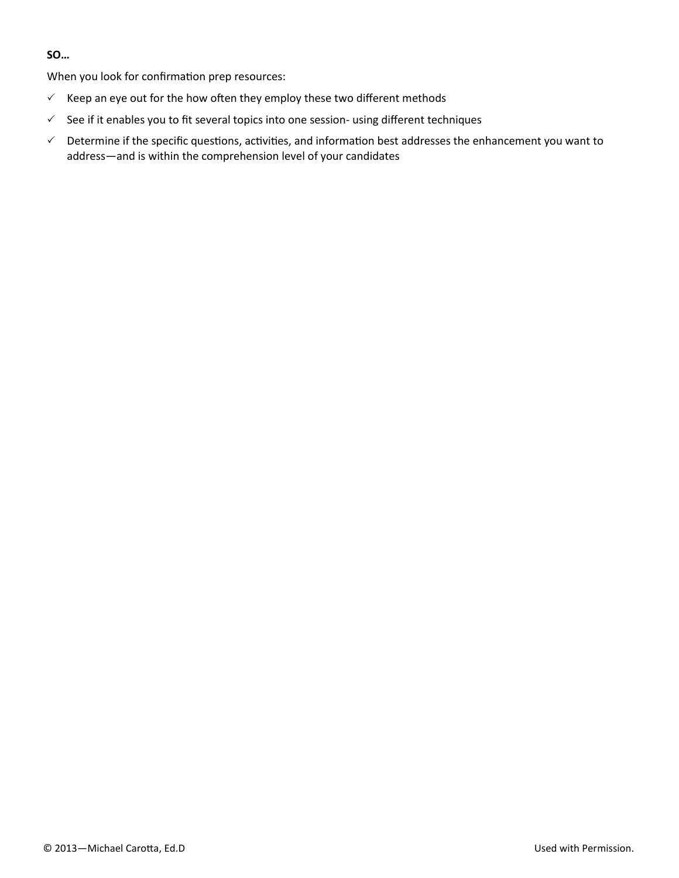**SO…**

When you look for confirmation prep resources:

- ✓ Keep an eye out for the how often they employ these two different methods
- ✓ See if it enables you to fit several topics into one session- using different techniques
- ✓ Determine if the specific questions, activities, and information best addresses the enhancement you want to address—and is within the comprehension level of your candidates

© 2013—Michael Carotta, Ed.D Used with Permission.